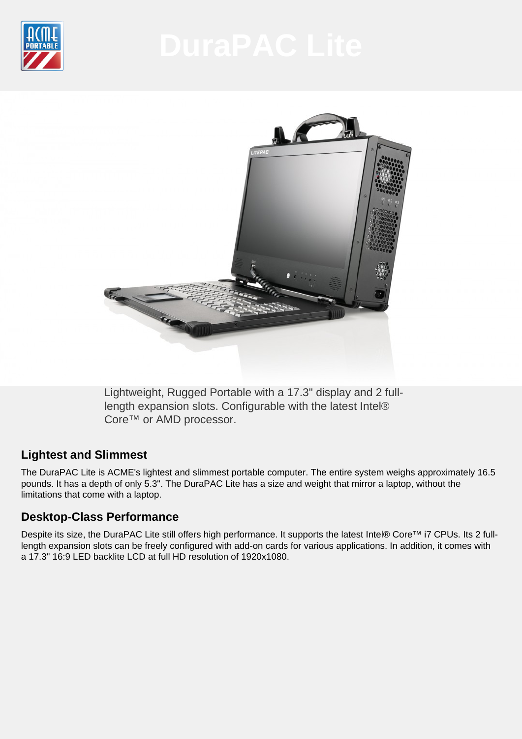# DuraPAC Lite

Lightweight, Rugged Portable with a 17.3" display and 2 full-length expansion slots. Configurable with the latest Intel® Core™ or AMD processor.

## Lightest and Slimmest

The DuraPAC Lite is ACME's lightest and slimmest portable computer. The entire system weighs approximately 16.5 pounds. It has a depth of only 5.3". The DuraPAC Lite has a size and weight that mirror a laptop, without the limitations that come with a laptop.

## Desktop-Class Performance

Despite its size, the DuraPAC Lite still offers high performance. It supports the latest Intel® Core™ i7 CPUs. Its 2 full-length expansion slots can be freely configured with add-on cards for various applications. In addition, it comes with a 17.3" 16:9 LED backlite LCD at full HD resolution of 1920x1080.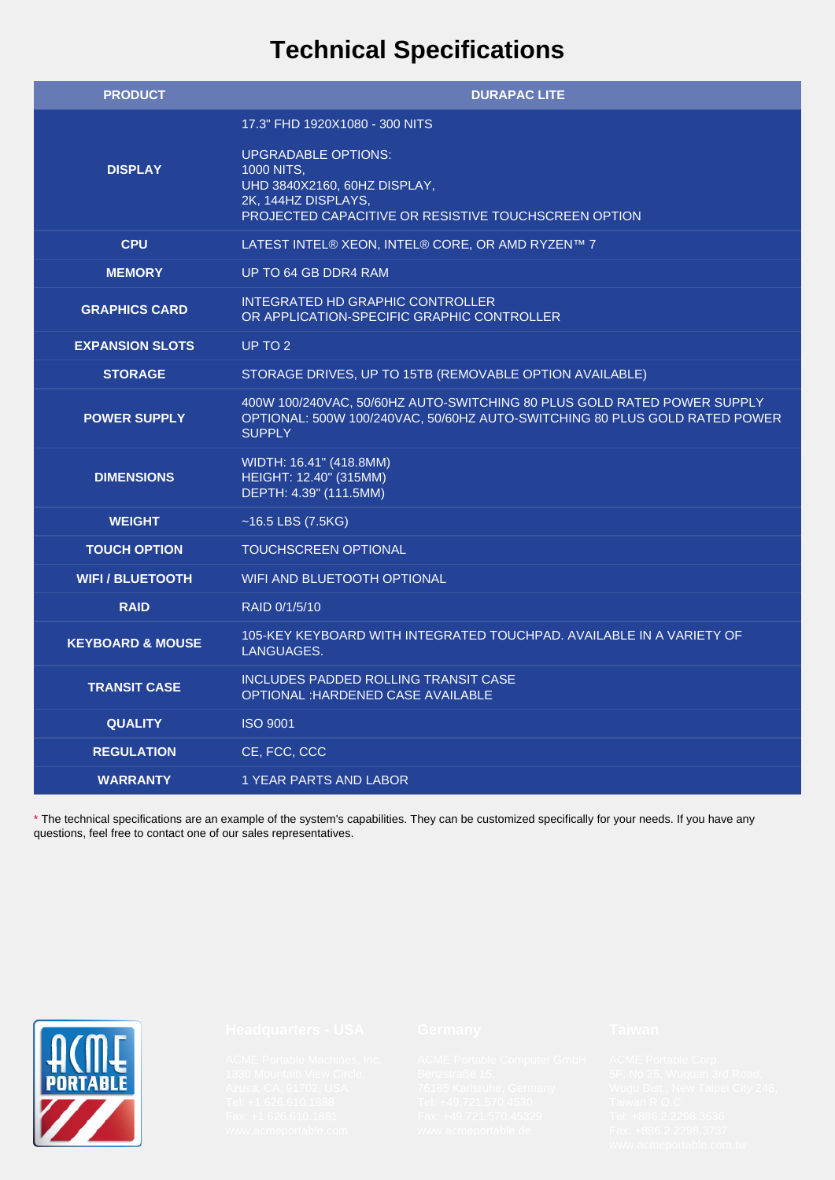# Technical Specifications

| PRODUCT | DURAPAC LITE |
|---|---|
| DISPLAY | 17.3" FHD 1920X1080 - 300 NITS<br><br>UPGRADABLE OPTIONS:<br>1000 NITS,<br>UHD 3840X2160, 60HZ DISPLAY,<br>2K, 144HZ DISPLAYS,<br>PROJECTED CAPACITIVE OR RESISTIVE TOUCHSCREEN OPTION |
| CPU | LATEST INTEL® XEON, INTEL® CORE, OR AMD RYZEN™ 7 |
| MEMORY | UP TO 64 GB DDR4 RAM |
| GRAPHICS CARD | INTEGRATED HD GRAPHIC CONTROLLER<br>OR APPLICATION-SPECIFIC GRAPHIC CONTROLLER |
| EXPANSION SLOTS | UP TO 2 |
| STORAGE | STORAGE DRIVES, UP TO 15TB (REMOVABLE OPTION AVAILABLE) |
| POWER SUPPLY | 400W 100/240VAC, 50/60HZ AUTO-SWITCHING 80 PLUS GOLD RATED POWER SUPPLY<br>OPTIONAL: 500W 100/240VAC, 50/60HZ AUTO-SWITCHING 80 PLUS GOLD RATED POWER SUPPLY |
| DIMENSIONS | WIDTH: 16.41" (418.8MM)<br>HEIGHT: 12.40" (315MM)<br>DEPTH: 4.39" (111.5MM) |
| WEIGHT | ~16.5 LBS (7.5KG) |
| TOUCH OPTION | TOUCHSCREEN OPTIONAL |
| WIFI / BLUETOOTH | WIFI AND BLUETOOTH OPTIONAL |
| RAID | RAID 0/1/5/10 |
| KEYBOARD & MOUSE | 105-KEY KEYBOARD WITH INTEGRATED TOUCHPAD. AVAILABLE IN A VARIETY OF LANGUAGES. |
| TRANSIT CASE | INCLUDES PADDED ROLLING TRANSIT CASE<br>OPTIONAL :HARDENED CASE AVAILABLE |
| QUALITY | ISO 9001 |
| REGULATION | CE, FCC, CCC |
| WARRANTY | 1 YEAR PARTS AND LABOR |

* The technical specifications are an example of the system's capabilities. They can be customized specifically for your needs. If you have any questions, feel free to contact one of our sales representatives.